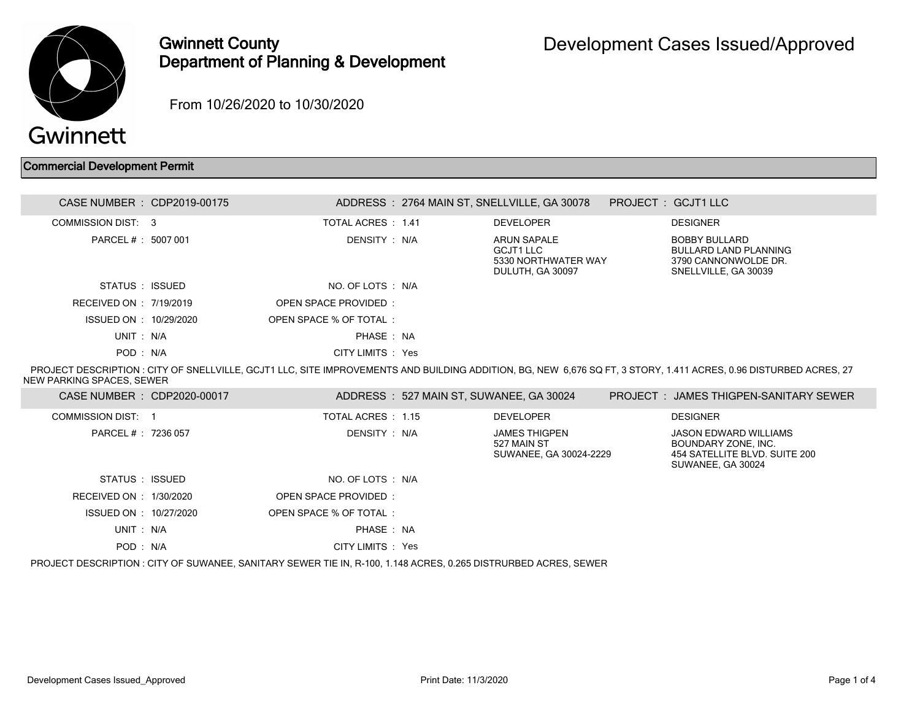# Gwinnett County Department of Planning & Development

# Development Cases Issued/Approved

From 10/26/2020 to 10/30/2020

## Commercial Development Permit

**CASE NUMBER :** CDP2019-00175 | **ADDRESS :** 2764 MAIN ST, SNELLVILLE, GA 30078 | **PROJECT :** GCJT1 LLC

| | | | | | |
|---|---|---|---|---|---|
| COMMISSION DIST: | 3 | TOTAL ACRES : | 1.41 | DEVELOPER | DESIGNER |
| PARCEL # : | 5007 001 | DENSITY : | N/A | ARUN SAPALE<br>GCJT1 LLC<br>5330 NORTHWATER WAY<br>DULUTH, GA 30097 | BOBBY BULLARD<br>BULLARD LAND PLANNING<br>3790 CANNONWOLDE DR.<br>SNELLVILLE, GA 30039 |
| STATUS : | ISSUED | NO. OF LOTS : | N/A | | |
| RECEIVED ON : | 7/19/2019 | OPEN SPACE PROVIDED : | | | |
| ISSUED ON : | 10/29/2020 | OPEN SPACE % OF TOTAL : | | | |
| UNIT : | N/A | PHASE : | NA | | |
| POD : | N/A | CITY LIMITS : | Yes | | |

PROJECT DESCRIPTION : CITY OF SNELLVILLE, GCJT1 LLC, SITE IMPROVEMENTS AND BUILDING ADDITION, BG, NEW 6,676 SQ FT, 3 STORY, 1.411 ACRES, 0.96 DISTURBED ACRES, 27 NEW PARKING SPACES, SEWER

**CASE NUMBER :** CDP2020-00017 | **ADDRESS :** 527 MAIN ST, SUWANEE, GA 30024 | **PROJECT :** JAMES THIGPEN-SANITARY SEWER

| | | | | | |
|---|---|---|---|---|---|
| COMMISSION DIST: | 1 | TOTAL ACRES : | 1.15 | DEVELOPER | DESIGNER |
| PARCEL # : | 7236 057 | DENSITY : | N/A | JAMES THIGPEN<br>527 MAIN ST<br>SUWANEE, GA 30024-2229 | JASON EDWARD WILLIAMS<br>BOUNDARY ZONE, INC.<br>454 SATELLITE BLVD. SUITE 200<br>SUWANEE, GA 30024 |
| STATUS : | ISSUED | NO. OF LOTS : | N/A | | |
| RECEIVED ON : | 1/30/2020 | OPEN SPACE PROVIDED : | | | |
| ISSUED ON : | 10/27/2020 | OPEN SPACE % OF TOTAL : | | | |
| UNIT : | N/A | PHASE : | NA | | |
| POD : | N/A | CITY LIMITS : | Yes | | |

PROJECT DESCRIPTION : CITY OF SUWANEE, SANITARY SEWER TIE IN, R-100, 1.148 ACRES, 0.265 DISTRURBED ACRES, SEWER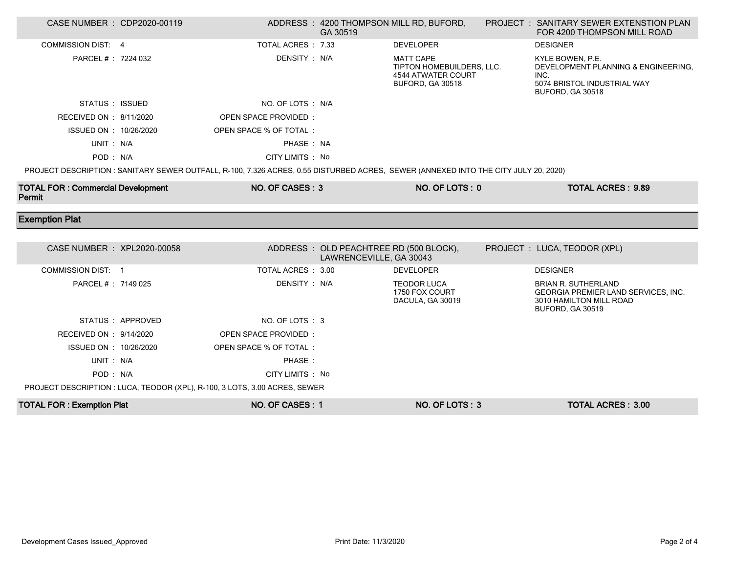| CASE NUMBER : CDP2020-00119 | | ADDRESS : 4200 THOMPSON MILL RD, BUFORD, GA 30519 | PROJECT : SANITARY SEWER EXTENSTION PLAN FOR 4200 THOMPSON MILL ROAD |
|---|---|---|---|
| COMMISSION DIST: 4 | TOTAL ACRES : 7.33 | DEVELOPER | DESIGNER |
| PARCEL # : 7224 032 | DENSITY : N/A | MATT CAPE<br>TIPTON HOMEBUILDERS, LLC.<br>4544 ATWATER COURT<br>BUFORD, GA 30518 | KYLE BOWEN, P.E.<br>DEVELOPMENT PLANNING & ENGINEERING, INC.<br>5074 BRISTOL INDUSTRIAL WAY<br>BUFORD, GA 30518 |
| STATUS : ISSUED | NO. OF LOTS : N/A | | |
| RECEIVED ON : 8/11/2020 | OPEN SPACE PROVIDED : | | |
| ISSUED ON : 10/26/2020 | OPEN SPACE % OF TOTAL : | | |
| UNIT : N/A | PHASE : NA | | |
| POD : N/A | CITY LIMITS : No | | |

PROJECT DESCRIPTION : SANITARY SEWER OUTFALL, R-100, 7.326 ACRES, 0.55 DISTURBED ACRES, SEWER (ANNEXED INTO THE CITY JULY 20, 2020)

| **TOTAL FOR : Commercial Development Permit** | **NO. OF CASES : 3** | **NO. OF LOTS : 0** | **TOTAL ACRES : 9.89** |
|---|---|---|---|

## Exemption Plat

| CASE NUMBER : XPL2020-00058 | | ADDRESS : OLD PEACHTREE RD (500 BLOCK), LAWRENCEVILLE, GA 30043 | PROJECT : LUCA, TEODOR (XPL) |
|---|---|---|---|
| COMMISSION DIST: 1 | TOTAL ACRES : 3.00 | DEVELOPER | DESIGNER |
| PARCEL # : 7149 025 | DENSITY : N/A | TEODOR LUCA<br>1750 FOX COURT<br>DACULA, GA 30019 | BRIAN R. SUTHERLAND<br>GEORGIA PREMIER LAND SERVICES, INC.<br>3010 HAMILTON MILL ROAD<br>BUFORD, GA 30519 |
| STATUS : APPROVED | NO. OF LOTS : 3 | | |
| RECEIVED ON : 9/14/2020 | OPEN SPACE PROVIDED : | | |
| ISSUED ON : 10/26/2020 | OPEN SPACE % OF TOTAL : | | |
| UNIT : N/A | PHASE : | | |
| POD : N/A | CITY LIMITS : No | | |

PROJECT DESCRIPTION : LUCA, TEODOR (XPL), R-100, 3 LOTS, 3.00 ACRES, SEWER

| **TOTAL FOR : Exemption Plat** | **NO. OF CASES : 1** | **NO. OF LOTS : 3** | **TOTAL ACRES : 3.00** |
|---|---|---|---|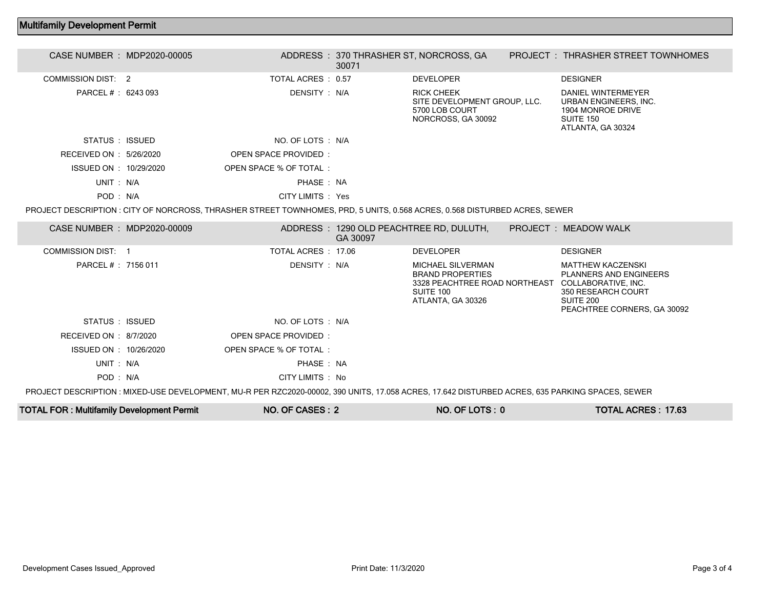## Multifamily Development Permit

**CASE NUMBER :** MDP2020-00005
**ADDRESS :** 370 THRASHER ST, NORCROSS, GA 30071
**PROJECT :** THRASHER STREET TOWNHOMES

| | | | |
|---|---|---|---|
| COMMISSION DIST: 2 | TOTAL ACRES : 0.57 | DEVELOPER | DESIGNER |
| PARCEL # : 6243 093 | DENSITY : N/A | RICK CHEEK<br>SITE DEVELOPMENT GROUP, LLC.<br>5700 LOB COURT<br>NORCROSS, GA 30092 | DANIEL WINTERMEYER<br>URBAN ENGINEERS, INC.<br>1904 MONROE DRIVE<br>SUITE 150<br>ATLANTA, GA 30324 |
| STATUS : ISSUED | NO. OF LOTS : N/A | | |
| RECEIVED ON : 5/26/2020 | OPEN SPACE PROVIDED : | | |
| ISSUED ON : 10/29/2020 | OPEN SPACE % OF TOTAL : | | |
| UNIT : N/A | PHASE : NA | | |
| POD : N/A | CITY LIMITS : Yes | | |

PROJECT DESCRIPTION : CITY OF NORCROSS, THRASHER STREET TOWNHOMES, PRD, 5 UNITS, 0.568 ACRES, 0.568 DISTURBED ACRES, SEWER

**CASE NUMBER :** MDP2020-00009
**ADDRESS :** 1290 OLD PEACHTREE RD, DULUTH, GA 30097
**PROJECT :** MEADOW WALK

| | | | |
|---|---|---|---|
| COMMISSION DIST: 1 | TOTAL ACRES : 17.06 | DEVELOPER | DESIGNER |
| PARCEL # : 7156 011 | DENSITY : N/A | MICHAEL SILVERMAN<br>BRAND PROPERTIES<br>3328 PEACHTREE ROAD NORTHEAST<br>SUITE 100<br>ATLANTA, GA 30326 | MATTHEW KACZENSKI<br>PLANNERS AND ENGINEERS COLLABORATIVE, INC.<br>350 RESEARCH COURT<br>SUITE 200<br>PEACHTREE CORNERS, GA 30092 |
| STATUS : ISSUED | NO. OF LOTS : N/A | | |
| RECEIVED ON : 8/7/2020 | OPEN SPACE PROVIDED : | | |
| ISSUED ON : 10/26/2020 | OPEN SPACE % OF TOTAL : | | |
| UNIT : N/A | PHASE : NA | | |
| POD : N/A | CITY LIMITS : No | | |

PROJECT DESCRIPTION : MIXED-USE DEVELOPMENT, MU-R PER RZC2020-00002, 390 UNITS, 17.058 ACRES, 17.642 DISTURBED ACRES, 635 PARKING SPACES, SEWER

| TOTAL FOR : Multifamily Development Permit | NO. OF CASES : 2 | NO. OF LOTS : 0 | TOTAL ACRES : 17.63 |
|---|---|---|---|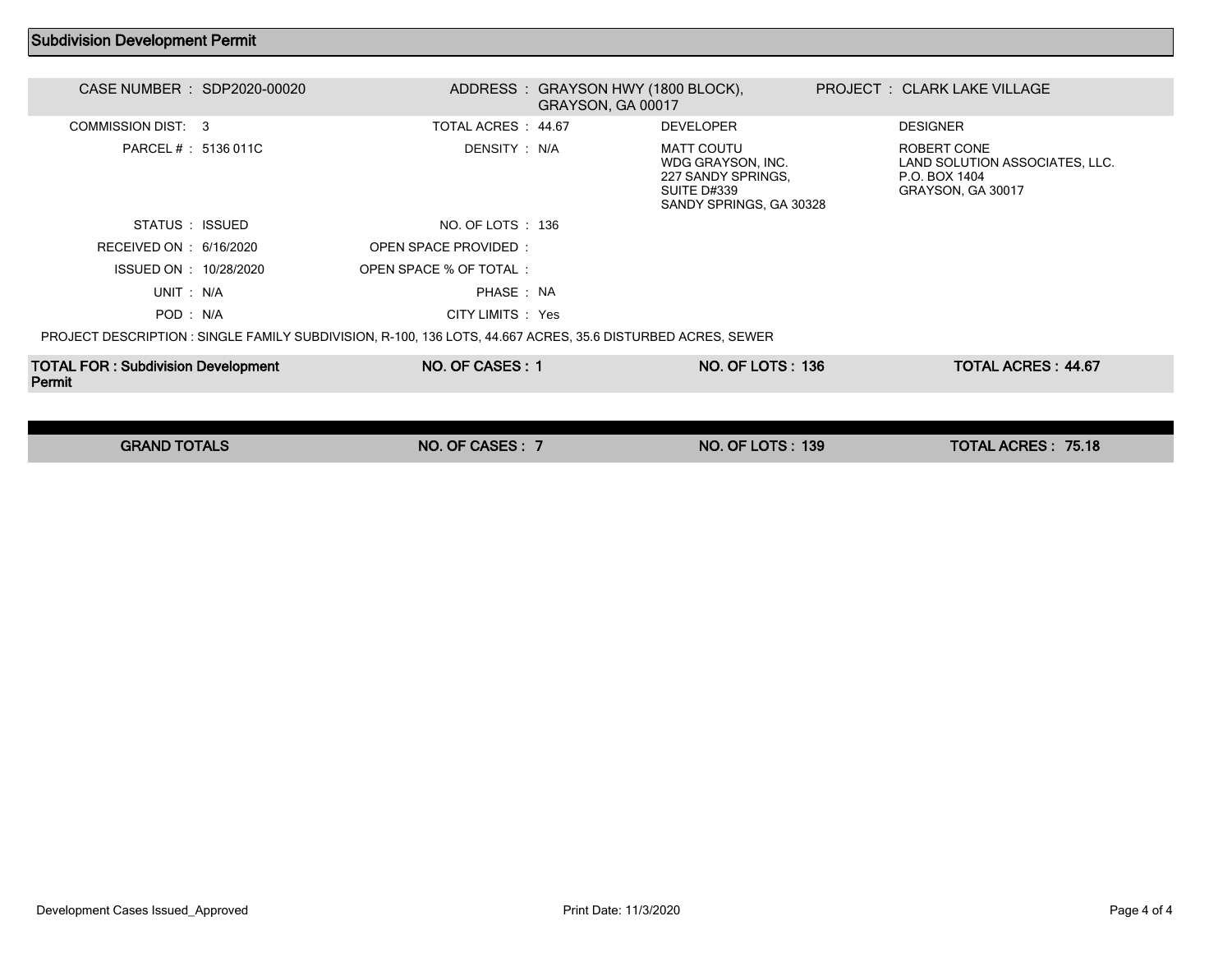## Subdivision Development Permit

| | | | | | | | |
|---|---|---|---|---|---|---|---|
| CASE NUMBER : | SDP2020-00020 | ADDRESS : | GRAYSON HWY (1800 BLOCK), GRAYSON, GA 00017 | | | PROJECT : | CLARK LAKE VILLAGE |
| COMMISSION DIST: | 3 | TOTAL ACRES : | 44.67 | DEVELOPER | | DESIGNER | |
| PARCEL # : | 5136 011C | DENSITY : | N/A | MATT COUTU<br>WDG GRAYSON, INC.<br>227 SANDY SPRINGS,<br>SUITE D#339<br>SANDY SPRINGS, GA 30328 | | ROBERT CONE<br>LAND SOLUTION ASSOCIATES, LLC.<br>P.O. BOX 1404<br>GRAYSON, GA 30017 | |
| STATUS : | ISSUED | NO. OF LOTS : | 136 | | | | |
| RECEIVED ON : | 6/16/2020 | OPEN SPACE PROVIDED : | | | | | |
| ISSUED ON : | 10/28/2020 | OPEN SPACE % OF TOTAL : | | | | | |
| UNIT : | N/A | PHASE : | NA | | | | |
| POD : | N/A | CITY LIMITS : | Yes | | | | |

PROJECT DESCRIPTION : SINGLE FAMILY SUBDIVISION, R-100, 136 LOTS, 44.667 ACRES, 35.6 DISTURBED ACRES, SEWER

| | | | |
|---|---|---|---|
| **TOTAL FOR : Subdivision Development Permit** | **NO. OF CASES : 1** | **NO. OF LOTS : 136** | **TOTAL ACRES : 44.67** |

| | | | |
|---|---|---|---|
| **GRAND TOTALS** | **NO. OF CASES : 7** | **NO. OF LOTS : 139** | **TOTAL ACRES : 75.18** |